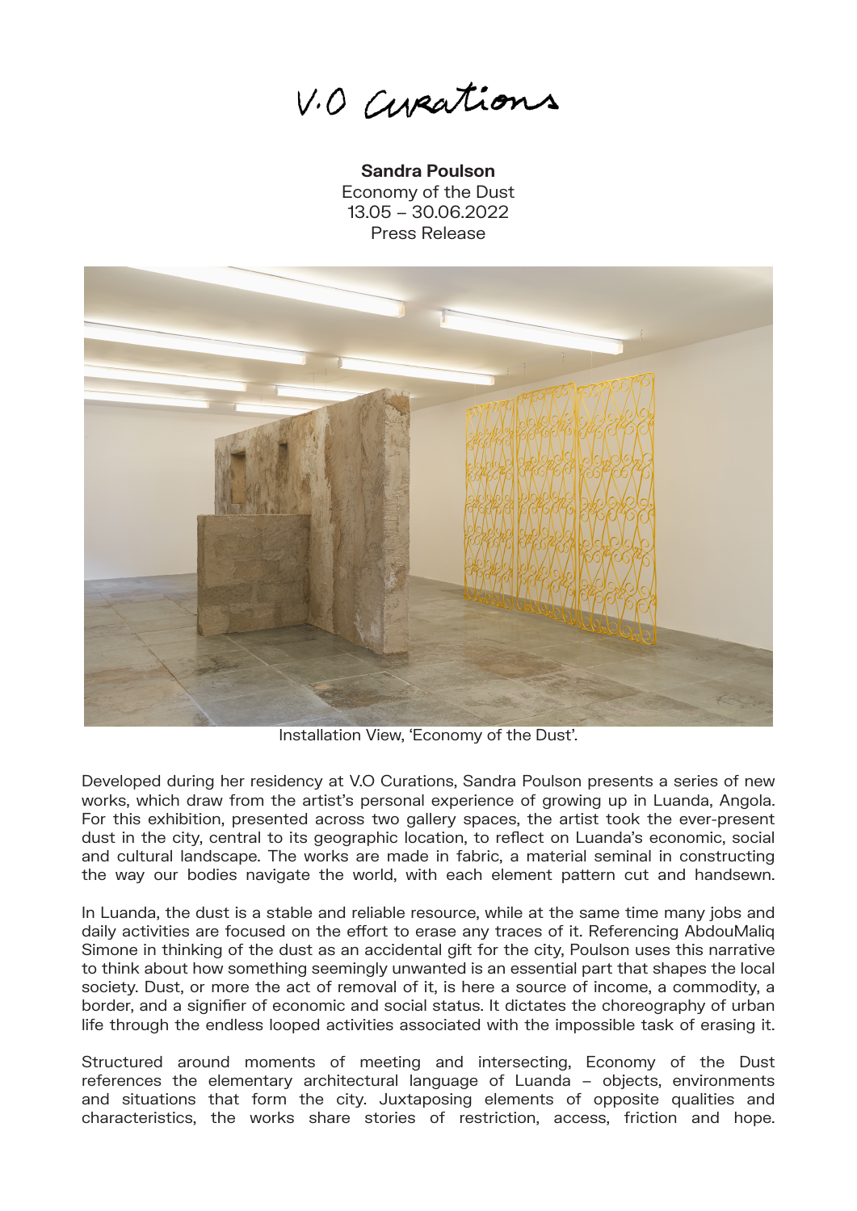V.O Curations

**Sandra Poulson**
Economy of the Dust
13.05 – 30.06.2022
Press Release

Installation View, 'Economy of the Dust'.

Developed during her residency at V.O Curations, Sandra Poulson presents a series of new works, which draw from the artist's personal experience of growing up in Luanda, Angola. For this exhibition, presented across two gallery spaces, the artist took the ever-present dust in the city, central to its geographic location, to reflect on Luanda's economic, social and cultural landscape. The works are made in fabric, a material seminal in constructing the way our bodies navigate the world, with each element pattern cut and handsewn.

In Luanda, the dust is a stable and reliable resource, while at the same time many jobs and daily activities are focused on the effort to erase any traces of it. Referencing AbdouMaliq Simone in thinking of the dust as an accidental gift for the city, Poulson uses this narrative to think about how something seemingly unwanted is an essential part that shapes the local society. Dust, or more the act of removal of it, is here a source of income, a commodity, a border, and a signifier of economic and social status. It dictates the choreography of urban life through the endless looped activities associated with the impossible task of erasing it.

Structured around moments of meeting and intersecting, Economy of the Dust references the elementary architectural language of Luanda – objects, environments and situations that form the city. Juxtaposing elements of opposite qualities and characteristics, the works share stories of restriction, access, friction and hope.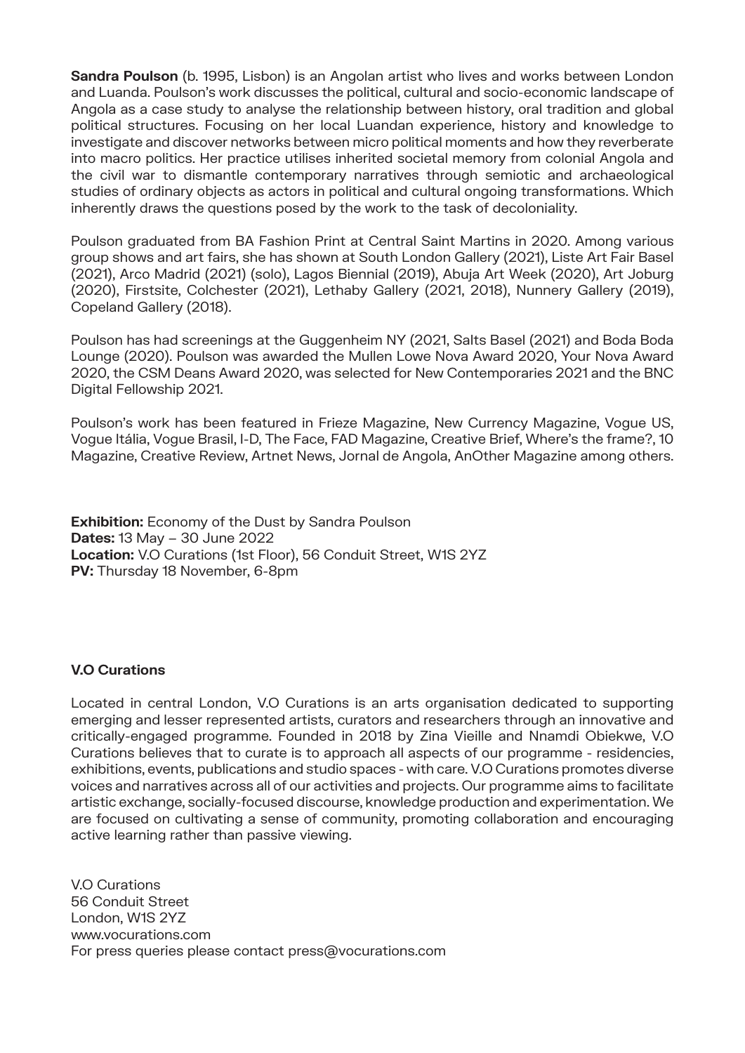**Sandra Poulson** (b. 1995, Lisbon) is an Angolan artist who lives and works between London and Luanda. Poulson's work discusses the political, cultural and socio-economic landscape of Angola as a case study to analyse the relationship between history, oral tradition and global political structures. Focusing on her local Luandan experience, history and knowledge to investigate and discover networks between micro political moments and how they reverberate into macro politics. Her practice utilises inherited societal memory from colonial Angola and the civil war to dismantle contemporary narratives through semiotic and archaeological studies of ordinary objects as actors in political and cultural ongoing transformations. Which inherently draws the questions posed by the work to the task of decoloniality.

Poulson graduated from BA Fashion Print at Central Saint Martins in 2020. Among various group shows and art fairs, she has shown at South London Gallery (2021), Liste Art Fair Basel (2021), Arco Madrid (2021) (solo), Lagos Biennial (2019), Abuja Art Week (2020), Art Joburg (2020), Firstsite, Colchester (2021), Lethaby Gallery (2021, 2018), Nunnery Gallery (2019), Copeland Gallery (2018).

Poulson has had screenings at the Guggenheim NY (2021, Salts Basel (2021) and Boda Boda Lounge (2020). Poulson was awarded the Mullen Lowe Nova Award 2020, Your Nova Award 2020, the CSM Deans Award 2020, was selected for New Contemporaries 2021 and the BNC Digital Fellowship 2021.

Poulson's work has been featured in Frieze Magazine, New Currency Magazine, Vogue US, Vogue Itália, Vogue Brasil, I-D, The Face, FAD Magazine, Creative Brief, Where's the frame?, 10 Magazine, Creative Review, Artnet News, Jornal de Angola, AnOther Magazine among others.

**Exhibition:** Economy of the Dust by Sandra Poulson
**Dates:** 13 May – 30 June 2022
**Location:** V.O Curations (1st Floor), 56 Conduit Street, W1S 2YZ
**PV:** Thursday 18 November, 6-8pm

**V.O Curations**

Located in central London, V.O Curations is an arts organisation dedicated to supporting emerging and lesser represented artists, curators and researchers through an innovative and critically-engaged programme. Founded in 2018 by Zina Vieille and Nnamdi Obiekwe, V.O Curations believes that to curate is to approach all aspects of our programme - residencies, exhibitions, events, publications and studio spaces - with care. V.O Curations promotes diverse voices and narratives across all of our activities and projects. Our programme aims to facilitate artistic exchange, socially-focused discourse, knowledge production and experimentation. We are focused on cultivating a sense of community, promoting collaboration and encouraging active learning rather than passive viewing.

V.O Curations
56 Conduit Street
London, W1S 2YZ
www.vocurations.com
For press queries please contact press@vocurations.com